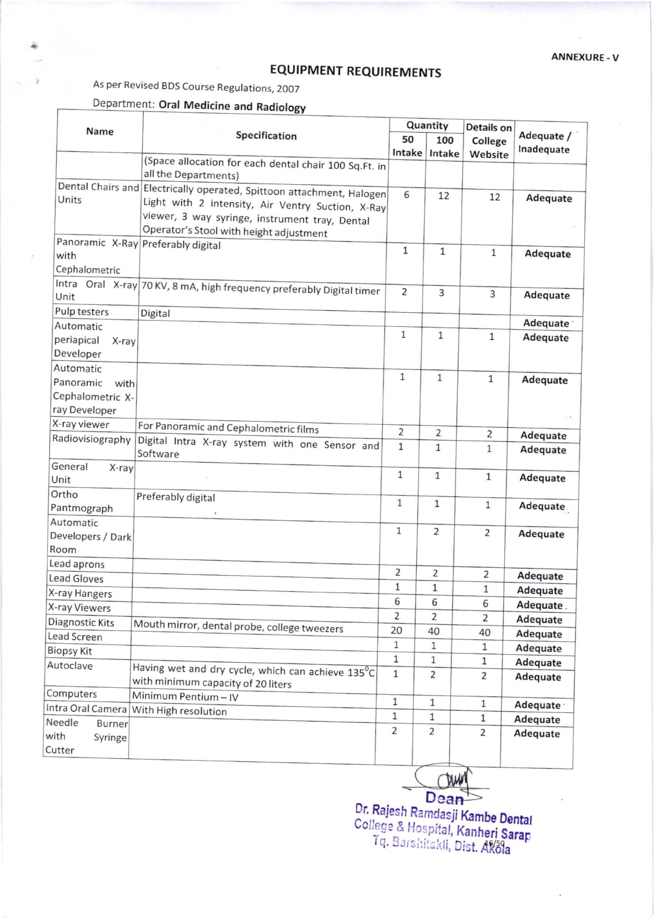ANNEXURE - V

# EQUIPMENT REQUIREMENTS

As per Revised BDS Course Regulations, 2007

Department: **Oral Medicine and Radiology**

| Name | Specification | Quantity 50 Intake | Quantity 100 Intake | Details on College Website | Adequate / Inadequate |
|---|---|---|---|---|---|
| | (Space allocation for each dental chair 100 Sq.Ft. in all the Departments) | | | | |
| Dental Chairs and Units | Electrically operated, Spittoon attachment, Halogen Light with 2 intensity, Air Ventry Suction, X-Ray viewer, 3 way syringe, instrument tray, Dental Operator's Stool with height adjustment | 6 | 12 | 12 | Adequate |
| Panoramic X-Ray with Cephalometric | Preferably digital | 1 | 1 | 1 | Adequate |
| Intra Oral X-ray Unit | 70 KV, 8 mA, high frequency preferably Digital timer | 2 | 3 | 3 | Adequate |
| Pulp testers | Digital | | | | Adequate |
| Automatic periapical X-ray Developer | | 1 | 1 | 1 | Adequate |
| Automatic Panoramic with Cephalometric X-ray Developer | | 1 | 1 | 1 | Adequate |
| X-ray viewer | For Panoramic and Cephalometric films | 2 | 2 | 2 | Adequate |
| Radiovisiography | Digital Intra X-ray system with one Sensor and Software | 1 | 1 | 1 | Adequate |
| General X-ray Unit | | 1 | 1 | 1 | Adequate |
| Ortho Pantmograph | Preferably digital | 1 | 1 | 1 | Adequate |
| Automatic Developers / Dark Room | | 1 | 2 | 2 | Adequate |
| Lead aprons | | 2 | 2 | 2 | Adequate |
| Lead Gloves | | 1 | 1 | 1 | Adequate |
| X-ray Hangers | | 6 | 6 | 6 | Adequate |
| X-ray Viewers | | 2 | 2 | 2 | Adequate |
| Diagnostic Kits | Mouth mirror, dental probe, college tweezers | 20 | 40 | 40 | Adequate |
| Lead Screen | | 1 | 1 | 1 | Adequate |
| Biopsy Kit | | 1 | 1 | 1 | Adequate |
| | | 1 | 1 | 1 | Adequate |
| Autoclave | Having wet and dry cycle, which can achieve 135°C with minimum capacity of 20 liters | 1 | 2 | 2 | Adequate |
| Computers | Minimum Pentium – IV | 1 | 1 | 1 | Adequate |
| Intra Oral Camera | With High resolution | 1 | 1 | 1 | Adequate |
| Needle Burner with Syringe Cutter | | 2 | 2 | 2 | Adequate |

Dean
Dr. Rajesh Ramdasji Kambe Dental
College & Hospital, Kanheri Sarap
Tq. Barshitakli, Dist. Akola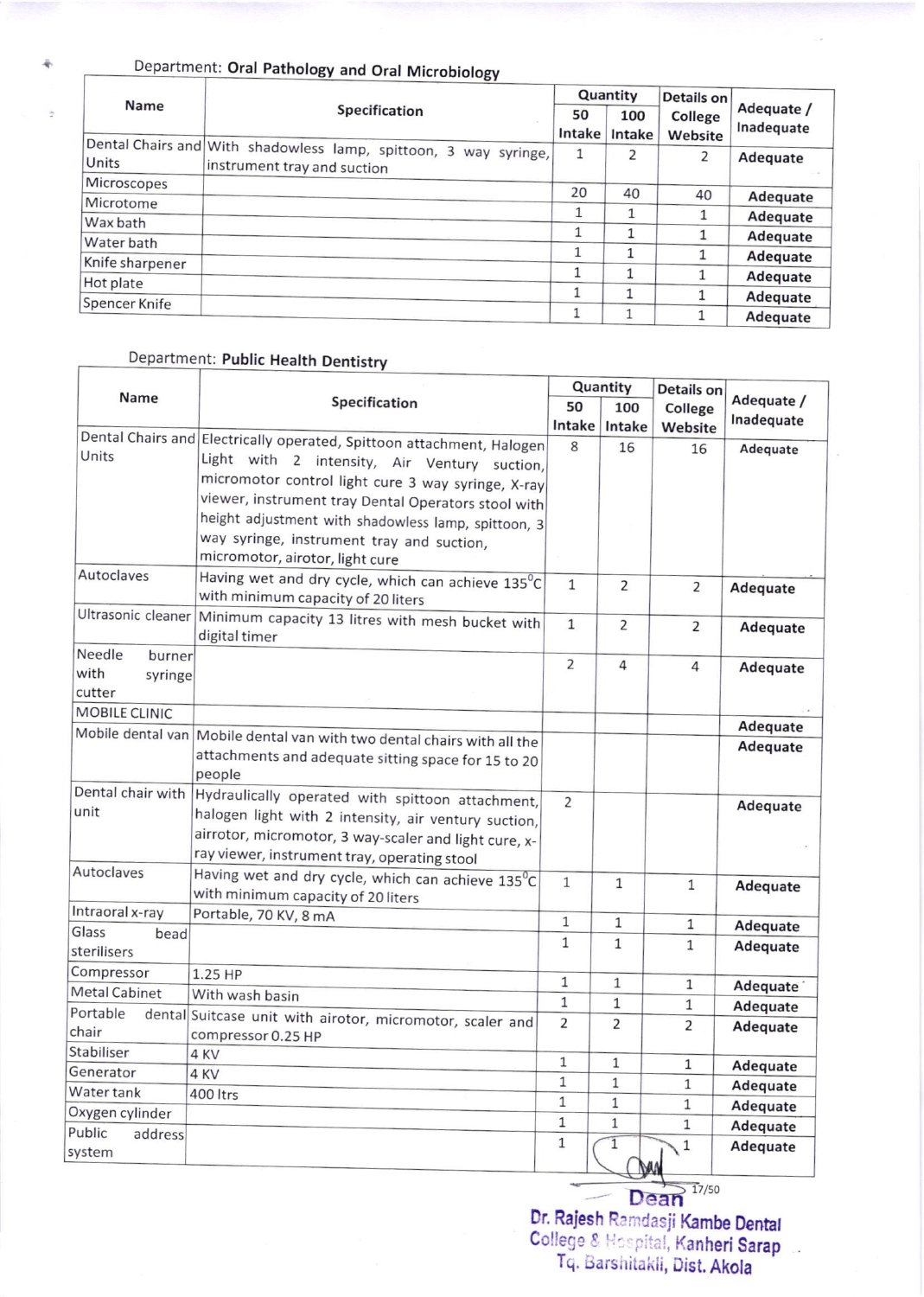Department: **Oral Pathology and Oral Microbiology**

| Name | Specification | Quantity | | Details on College Website | Adequate / Inadequate |
|---|---|---|---|---|---|
| | | 50 Intake | 100 Intake | | |
| Dental Chairs and Units | With shadowless lamp, spittoon, 3 way syringe, instrument tray and suction | 1 | 2 | 2 | Adequate |
| Microscopes | | 20 | 40 | 40 | Adequate |
| Microtome | | 1 | 1 | 1 | Adequate |
| Wax bath | | 1 | 1 | 1 | Adequate |
| Water bath | | 1 | 1 | 1 | Adequate |
| Knife sharpener | | 1 | 1 | 1 | Adequate |
| Hot plate | | 1 | 1 | 1 | Adequate |
| Spencer Knife | | 1 | 1 | 1 | Adequate |

Department: **Public Health Dentistry**

| Name | Specification | Quantity | | Details on College Website | Adequate / Inadequate |
|---|---|---|---|---|---|
| | | 50 Intake | 100 Intake | | |
| Dental Chairs and Units | Electrically operated, Spittoon attachment, Halogen Light with 2 intensity, Air Ventury suction, micromotor control light cure 3 way syringe, X-ray viewer, instrument tray Dental Operators stool with height adjustment with shadowless lamp, spittoon, 3 way syringe, instrument tray and suction, micromotor, airotor, light cure | 8 | 16 | 16 | Adequate |
| Autoclaves | Having wet and dry cycle, which can achieve 135$^{0}$C with minimum capacity of 20 liters | 1 | 2 | 2 | Adequate |
| Ultrasonic cleaner | Minimum capacity 13 litres with mesh bucket with digital timer | 1 | 2 | 2 | Adequate |
| Needle burner with syringe cutter | | 2 | 4 | 4 | Adequate |
| MOBILE CLINIC | | | | | Adequate |
| Mobile dental van | Mobile dental van with two dental chairs with all the attachments and adequate sitting space for 15 to 20 people | | | | Adequate |
| Dental chair with unit | Hydraulically operated with spittoon attachment, halogen light with 2 intensity, air ventury suction, airrotor, micromotor, 3 way-scaler and light cure, x-ray viewer, instrument tray, operating stool | 2 | | | Adequate |
| Autoclaves | Having wet and dry cycle, which can achieve 135$^{0}$C with minimum capacity of 20 liters | 1 | 1 | 1 | Adequate |
| Intraoral x-ray | Portable, 70 KV, 8 mA | 1 | 1 | 1 | Adequate |
| Glass bead sterilisers | | 1 | 1 | 1 | Adequate |
| Compressor | 1.25 HP | 1 | 1 | 1 | Adequate |
| Metal Cabinet | With wash basin | 1 | 1 | 1 | Adequate |
| Portable dental chair | Suitcase unit with airotor, micromotor, scaler and compressor 0.25 HP | 2 | 2 | 2 | Adequate |
| Stabiliser | 4 KV | 1 | 1 | 1 | Adequate |
| Generator | 4 KV | 1 | 1 | 1 | Adequate |
| Water tank | 400 ltrs | 1 | 1 | 1 | Adequate |
| Oxygen cylinder | | 1 | 1 | 1 | Adequate |
| Public address system | | 1 | 1 | 1 | Adequate |

Dean
Dr. Rajesh Ramdasji Kambe Dental College & Hospital, Kanheri Sarap
Tq. Barshitakli, Dist. Akola